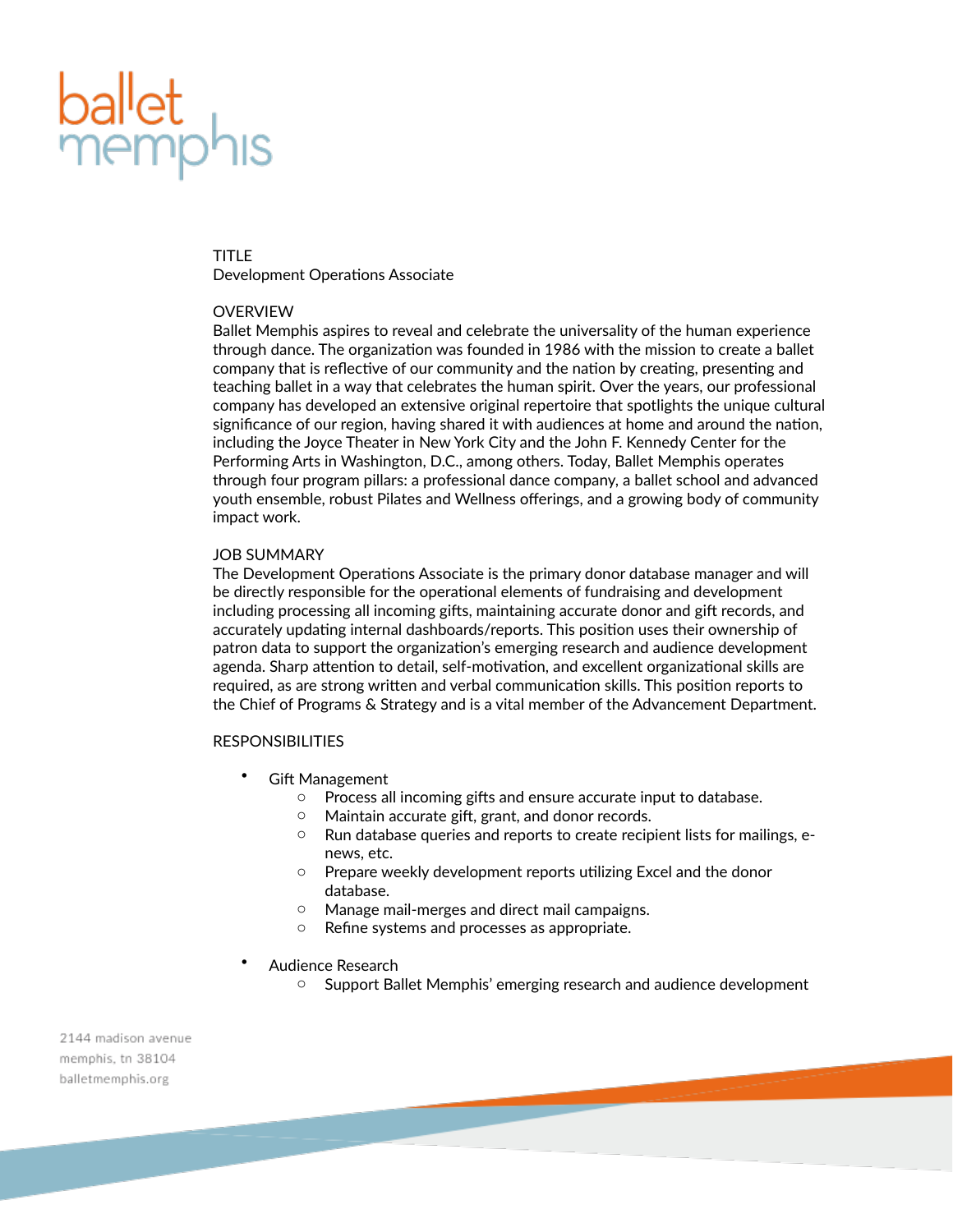ballet memphis

TITLE
Development Operations Associate

OVERVIEW
Ballet Memphis aspires to reveal and celebrate the universality of the human experience through dance. The organization was founded in 1986 with the mission to create a ballet company that is reflective of our community and the nation by creating, presenting and teaching ballet in a way that celebrates the human spirit. Over the years, our professional company has developed an extensive original repertoire that spotlights the unique cultural significance of our region, having shared it with audiences at home and around the nation, including the Joyce Theater in New York City and the John F. Kennedy Center for the Performing Arts in Washington, D.C., among others. Today, Ballet Memphis operates through four program pillars: a professional dance company, a ballet school and advanced youth ensemble, robust Pilates and Wellness offerings, and a growing body of community impact work.

JOB SUMMARY
The Development Operations Associate is the primary donor database manager and will be directly responsible for the operational elements of fundraising and development including processing all incoming gifts, maintaining accurate donor and gift records, and accurately updating internal dashboards/reports. This position uses their ownership of patron data to support the organization's emerging research and audience development agenda. Sharp attention to detail, self-motivation, and excellent organizational skills are required, as are strong written and verbal communication skills. This position reports to the Chief of Programs & Strategy and is a vital member of the Advancement Department.

RESPONSIBILITIES

- Gift Management
  - Process all incoming gifts and ensure accurate input to database.
  - Maintain accurate gift, grant, and donor records.
  - Run database queries and reports to create recipient lists for mailings, e-news, etc.
  - Prepare weekly development reports utilizing Excel and the donor database.
  - Manage mail-merges and direct mail campaigns.
  - Refine systems and processes as appropriate.

- Audience Research
  - Support Ballet Memphis' emerging research and audience development

2144 madison avenue
memphis, tn 38104
balletmemphis.org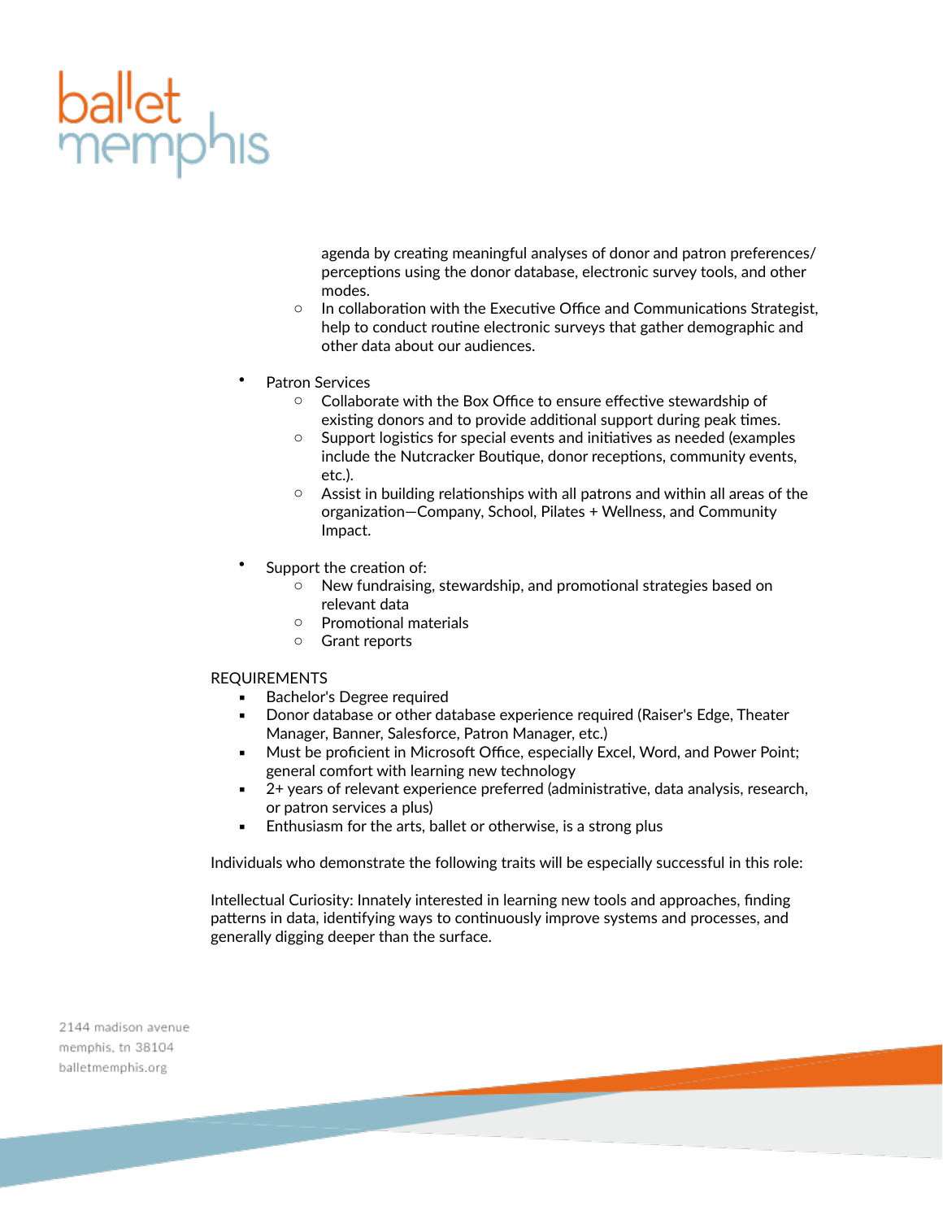agenda by creating meaningful analyses of donor and patron preferences/perceptions using the donor database, electronic survey tools, and other modes.
    - In collaboration with the Executive Office and Communications Strategist, help to conduct routine electronic surveys that gather demographic and other data about our audiences.

- Patron Services
    - Collaborate with the Box Office to ensure effective stewardship of existing donors and to provide additional support during peak times.
    - Support logistics for special events and initiatives as needed (examples include the Nutcracker Boutique, donor receptions, community events, etc.).
    - Assist in building relationships with all patrons and within all areas of the organization—Company, School, Pilates + Wellness, and Community Impact.

- Support the creation of:
    - New fundraising, stewardship, and promotional strategies based on relevant data
    - Promotional materials
    - Grant reports

REQUIREMENTS

- Bachelor's Degree required
- Donor database or other database experience required (Raiser's Edge, Theater Manager, Banner, Salesforce, Patron Manager, etc.)
- Must be proficient in Microsoft Office, especially Excel, Word, and Power Point; general comfort with learning new technology
- 2+ years of relevant experience preferred (administrative, data analysis, research, or patron services a plus)
- Enthusiasm for the arts, ballet or otherwise, is a strong plus

Individuals who demonstrate the following traits will be especially successful in this role:

Intellectual Curiosity: Innately interested in learning new tools and approaches, finding patterns in data, identifying ways to continuously improve systems and processes, and generally digging deeper than the surface.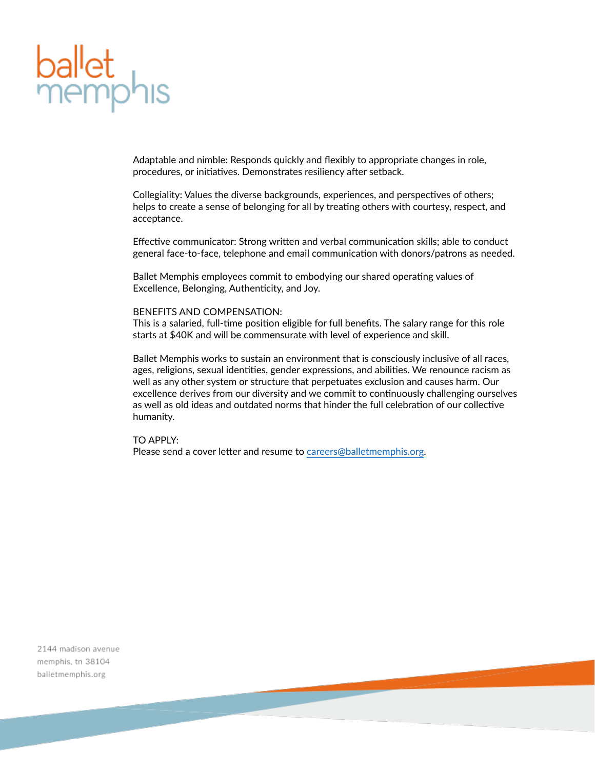Adaptable and nimble: Responds quickly and flexibly to appropriate changes in role, procedures, or initiatives. Demonstrates resiliency after setback.

Collegiality: Values the diverse backgrounds, experiences, and perspectives of others; helps to create a sense of belonging for all by treating others with courtesy, respect, and acceptance.

Effective communicator: Strong written and verbal communication skills; able to conduct general face-to-face, telephone and email communication with donors/patrons as needed.

Ballet Memphis employees commit to embodying our shared operating values of Excellence, Belonging, Authenticity, and Joy.

BENEFITS AND COMPENSATION:
This is a salaried, full-time position eligible for full benefits. The salary range for this role starts at $40K and will be commensurate with level of experience and skill.

Ballet Memphis works to sustain an environment that is consciously inclusive of all races, ages, religions, sexual identities, gender expressions, and abilities. We renounce racism as well as any other system or structure that perpetuates exclusion and causes harm. Our excellence derives from our diversity and we commit to continuously challenging ourselves as well as old ideas and outdated norms that hinder the full celebration of our collective humanity.

TO APPLY:
Please send a cover letter and resume to careers@balletmemphis.org.